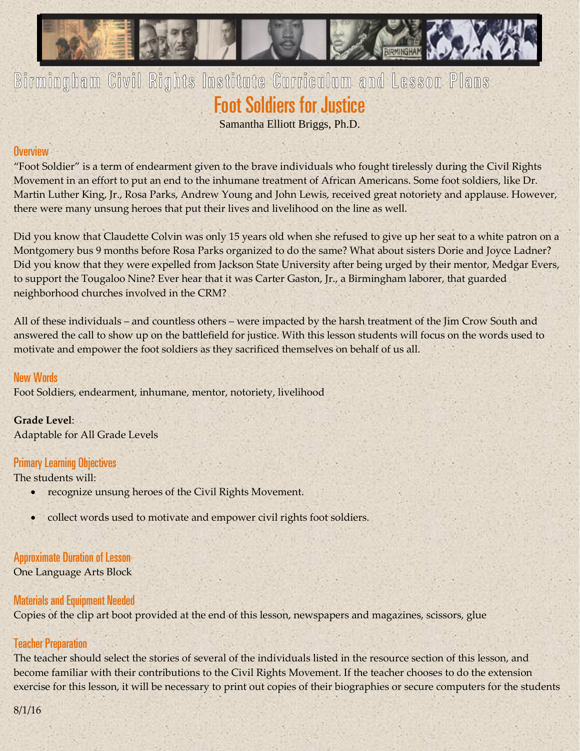# Birmingham Civil Rights Institute Curriculum and Lesson Plans

## Foot Soldiers for Justice

Samantha Elliott Briggs, Ph.D.

### Overview

"Foot Soldier" is a term of endearment given to the brave individuals who fought tirelessly during the Civil Rights Movement in an effort to put an end to the inhumane treatment of African Americans. Some foot soldiers, like Dr. Martin Luther King, Jr., Rosa Parks, Andrew Young and John Lewis, received great notoriety and applause. However, there were many unsung heroes that put their lives and livelihood on the line as well.

Did you know that Claudette Colvin was only 15 years old when she refused to give up her seat to a white patron on a Montgomery bus 9 months before Rosa Parks organized to do the same? What about sisters Dorie and Joyce Ladner? Did you know that they were expelled from Jackson State University after being urged by their mentor, Medgar Evers, to support the Tougaloo Nine? Ever hear that it was Carter Gaston, Jr., a Birmingham laborer, that guarded neighborhood churches involved in the CRM?

All of these individuals – and countless others – were impacted by the harsh treatment of the Jim Crow South and answered the call to show up on the battlefield for justice. With this lesson students will focus on the words used to motivate and empower the foot soldiers as they sacrificed themselves on behalf of us all.

### New Words

Foot Soldiers, endearment, inhumane, mentor, notoriety, livelihood

**Grade Level**:
Adaptable for All Grade Levels

### Primary Learning Objectives

The students will:

- recognize unsung heroes of the Civil Rights Movement.
- collect words used to motivate and empower civil rights foot soldiers.

### Approximate Duration of Lesson

One Language Arts Block

### Materials and Equipment Needed

Copies of the clip art boot provided at the end of this lesson, newspapers and magazines, scissors, glue

### Teacher Preparation

The teacher should select the stories of several of the individuals listed in the resource section of this lesson, and become familiar with their contributions to the Civil Rights Movement. If the teacher chooses to do the extension exercise for this lesson, it will be necessary to print out copies of their biographies or secure computers for the students

8/1/16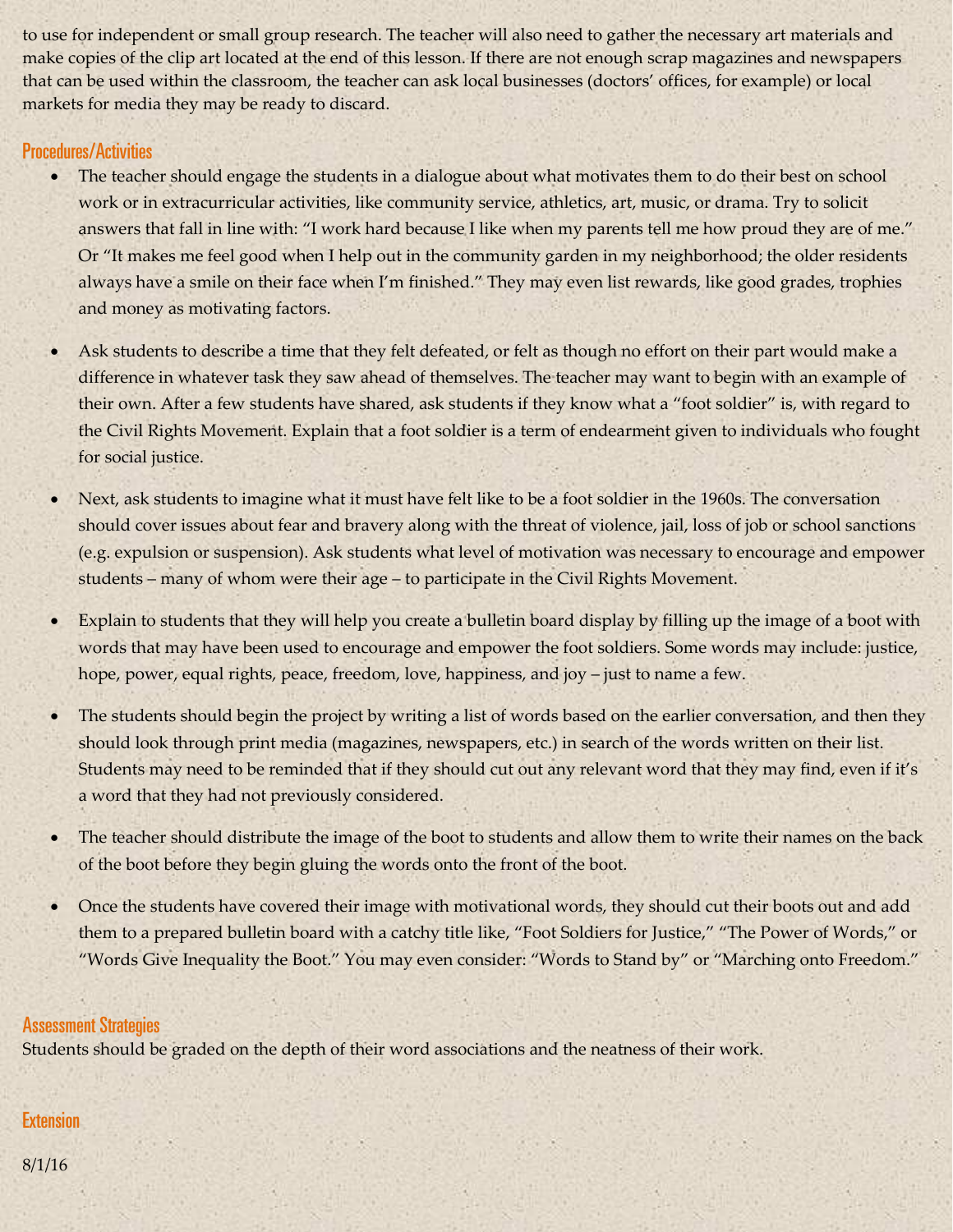to use for independent or small group research. The teacher will also need to gather the necessary art materials and make copies of the clip art located at the end of this lesson. If there are not enough scrap magazines and newspapers that can be used within the classroom, the teacher can ask local businesses (doctors' offices, for example) or local markets for media they may be ready to discard.

## Procedures/Activities

- The teacher should engage the students in a dialogue about what motivates them to do their best on school work or in extracurricular activities, like community service, athletics, art, music, or drama. Try to solicit answers that fall in line with: "I work hard because I like when my parents tell me how proud they are of me." Or "It makes me feel good when I help out in the community garden in my neighborhood; the older residents always have a smile on their face when I'm finished." They may even list rewards, like good grades, trophies and money as motivating factors.

- Ask students to describe a time that they felt defeated, or felt as though no effort on their part would make a difference in whatever task they saw ahead of themselves. The teacher may want to begin with an example of their own. After a few students have shared, ask students if they know what a "foot soldier" is, with regard to the Civil Rights Movement. Explain that a foot soldier is a term of endearment given to individuals who fought for social justice.

- Next, ask students to imagine what it must have felt like to be a foot soldier in the 1960s. The conversation should cover issues about fear and bravery along with the threat of violence, jail, loss of job or school sanctions (e.g. expulsion or suspension). Ask students what level of motivation was necessary to encourage and empower students – many of whom were their age – to participate in the Civil Rights Movement.

- Explain to students that they will help you create a bulletin board display by filling up the image of a boot with words that may have been used to encourage and empower the foot soldiers. Some words may include: justice, hope, power, equal rights, peace, freedom, love, happiness, and joy – just to name a few.

- The students should begin the project by writing a list of words based on the earlier conversation, and then they should look through print media (magazines, newspapers, etc.) in search of the words written on their list. Students may need to be reminded that if they should cut out any relevant word that they may find, even if it's a word that they had not previously considered.

- The teacher should distribute the image of the boot to students and allow them to write their names on the back of the boot before they begin gluing the words onto the front of the boot.

- Once the students have covered their image with motivational words, they should cut their boots out and add them to a prepared bulletin board with a catchy title like, "Foot Soldiers for Justice," "The Power of Words," or "Words Give Inequality the Boot." You may even consider: "Words to Stand by" or "Marching onto Freedom."

## Assessment Strategies

Students should be graded on the depth of their word associations and the neatness of their work.

## Extension

8/1/16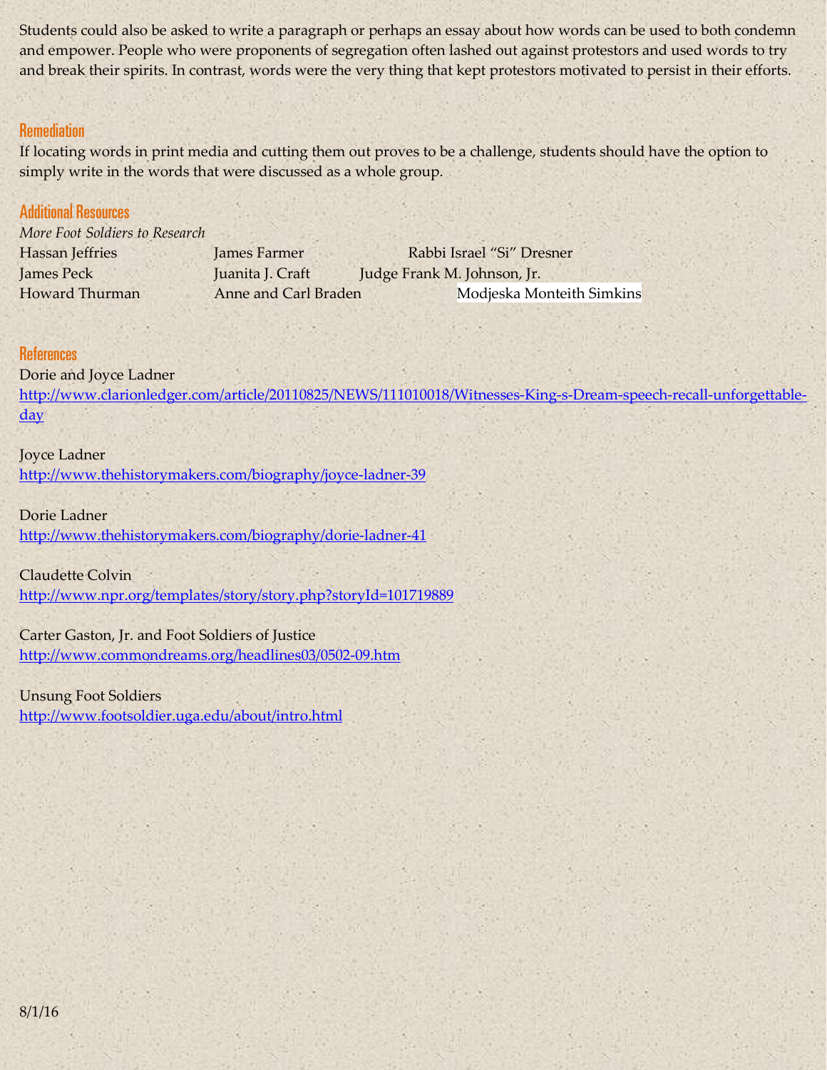Students could also be asked to write a paragraph or perhaps an essay about how words can be used to both condemn and empower. People who were proponents of segregation often lashed out against protestors and used words to try and break their spirits. In contrast, words were the very thing that kept protestors motivated to persist in their efforts.

## Remediation

If locating words in print media and cutting them out proves to be a challenge, students should have the option to simply write in the words that were discussed as a whole group.

## Additional Resources

*More Foot Soldiers to Research*

| | | |
|---|---|---|
| Hassan Jeffries | James Farmer | Rabbi Israel "Si" Dresner |
| James Peck | Juanita J. Craft | Judge Frank M. Johnson, Jr. |
| Howard Thurman | Anne and Carl Braden | Modjeska Monteith Simkins |

## References

Dorie and Joyce Ladner
http://www.clarionledger.com/article/20110825/NEWS/111010018/Witnesses-King-s-Dream-speech-recall-unforgettable-day

Joyce Ladner
http://www.thehistorymakers.com/biography/joyce-ladner-39

Dorie Ladner
http://www.thehistorymakers.com/biography/dorie-ladner-41

Claudette Colvin
http://www.npr.org/templates/story/story.php?storyId=101719889

Carter Gaston, Jr. and Foot Soldiers of Justice
http://www.commondreams.org/headlines03/0502-09.htm

Unsung Foot Soldiers
http://www.footsoldier.uga.edu/about/intro.html

8/1/16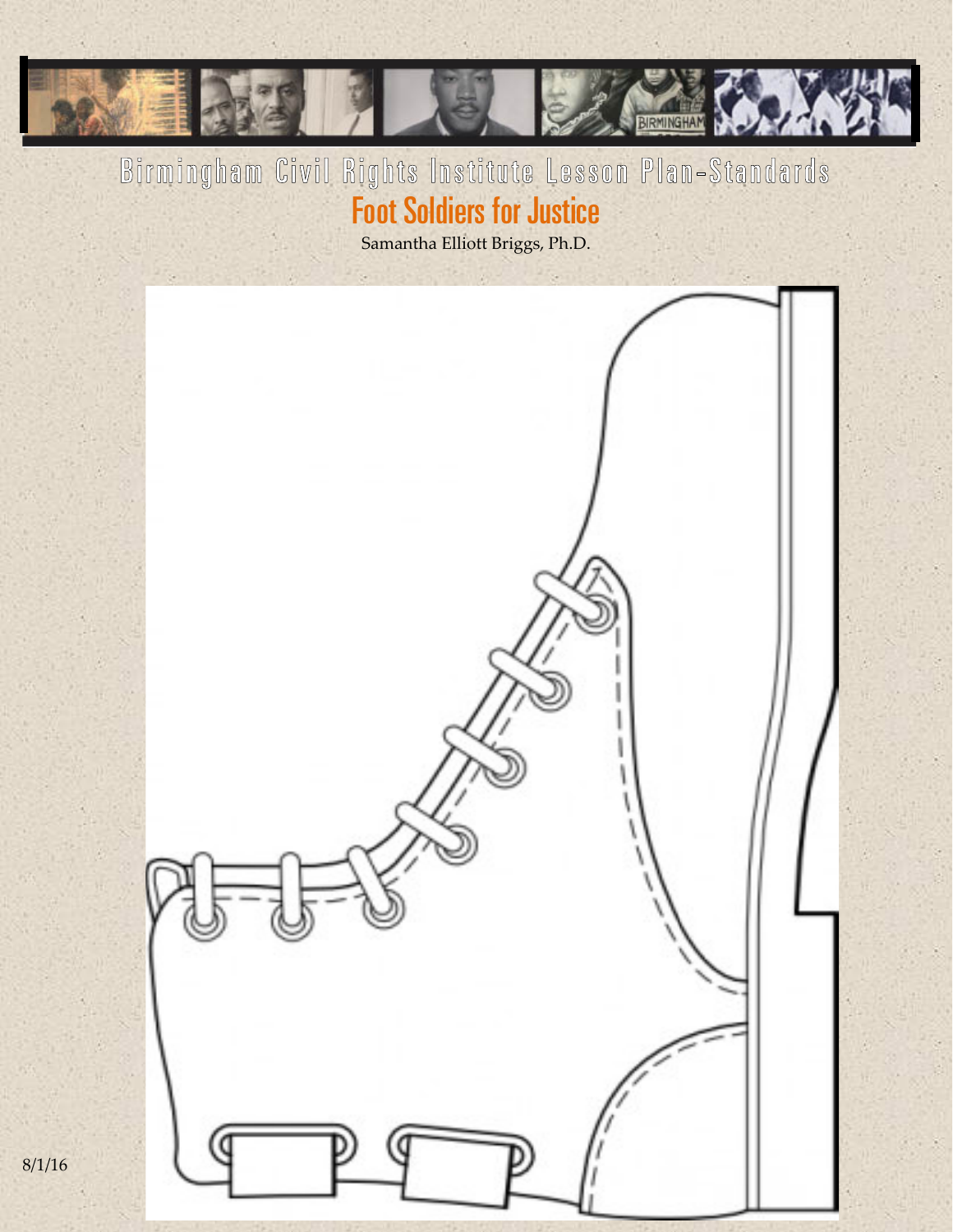# Birmingham Civil Rights Institute Lesson Plan-Standards

## Foot Soldiers for Justice

Samantha Elliott Briggs, Ph.D.

8/1/16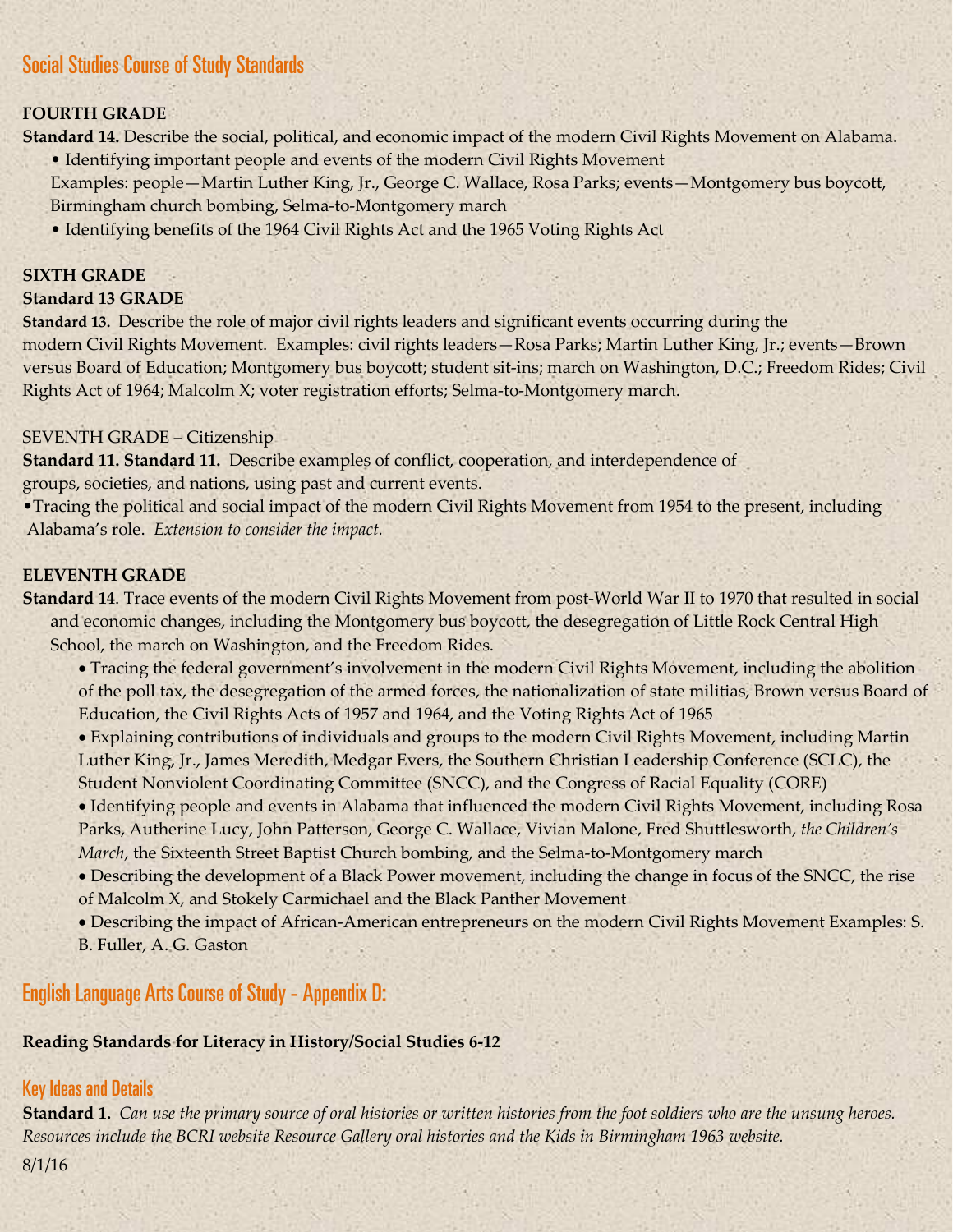## Social Studies Course of Study Standards

**FOURTH GRADE**

**Standard 14.** Describe the social, political, and economic impact of the modern Civil Rights Movement on Alabama.

- Identifying important people and events of the modern Civil Rights Movement
  Examples: people—Martin Luther King, Jr., George C. Wallace, Rosa Parks; events—Montgomery bus boycott, Birmingham church bombing, Selma-to-Montgomery march
- Identifying benefits of the 1964 Civil Rights Act and the 1965 Voting Rights Act

**SIXTH GRADE**

**Standard 13 GRADE**

**Standard 13.** Describe the role of major civil rights leaders and significant events occurring during the modern Civil Rights Movement. Examples: civil rights leaders—Rosa Parks; Martin Luther King, Jr.; events—Brown versus Board of Education; Montgomery bus boycott; student sit-ins; march on Washington, D.C.; Freedom Rides; Civil Rights Act of 1964; Malcolm X; voter registration efforts; Selma-to-Montgomery march.

SEVENTH GRADE – Citizenship

**Standard 11. Standard 11.** Describe examples of conflict, cooperation, and interdependence of groups, societies, and nations, using past and current events.

- Tracing the political and social impact of the modern Civil Rights Movement from 1954 to the present, including Alabama's role. *Extension to consider the impact.*

**ELEVENTH GRADE**

**Standard 14**. Trace events of the modern Civil Rights Movement from post-World War II to 1970 that resulted in social and economic changes, including the Montgomery bus boycott, the desegregation of Little Rock Central High School, the march on Washington, and the Freedom Rides.

- Tracing the federal government's involvement in the modern Civil Rights Movement, including the abolition of the poll tax, the desegregation of the armed forces, the nationalization of state militias, Brown versus Board of Education, the Civil Rights Acts of 1957 and 1964, and the Voting Rights Act of 1965
- Explaining contributions of individuals and groups to the modern Civil Rights Movement, including Martin Luther King, Jr., James Meredith, Medgar Evers, the Southern Christian Leadership Conference (SCLC), the Student Nonviolent Coordinating Committee (SNCC), and the Congress of Racial Equality (CORE)
- Identifying people and events in Alabama that influenced the modern Civil Rights Movement, including Rosa Parks, Autherine Lucy, John Patterson, George C. Wallace, Vivian Malone, Fred Shuttlesworth, *the Children's March*, the Sixteenth Street Baptist Church bombing, and the Selma-to-Montgomery march
- Describing the development of a Black Power movement, including the change in focus of the SNCC, the rise of Malcolm X, and Stokely Carmichael and the Black Panther Movement
- Describing the impact of African-American entrepreneurs on the modern Civil Rights Movement Examples: S. B. Fuller, A. G. Gaston

## English Language Arts Course of Study - Appendix D:

**Reading Standards for Literacy in History/Social Studies 6-12**

### Key Ideas and Details

**Standard 1.** *Can use the primary source of oral histories or written histories from the foot soldiers who are the unsung heroes. Resources include the BCRI website Resource Gallery oral histories and the Kids in Birmingham 1963 website.*

8/1/16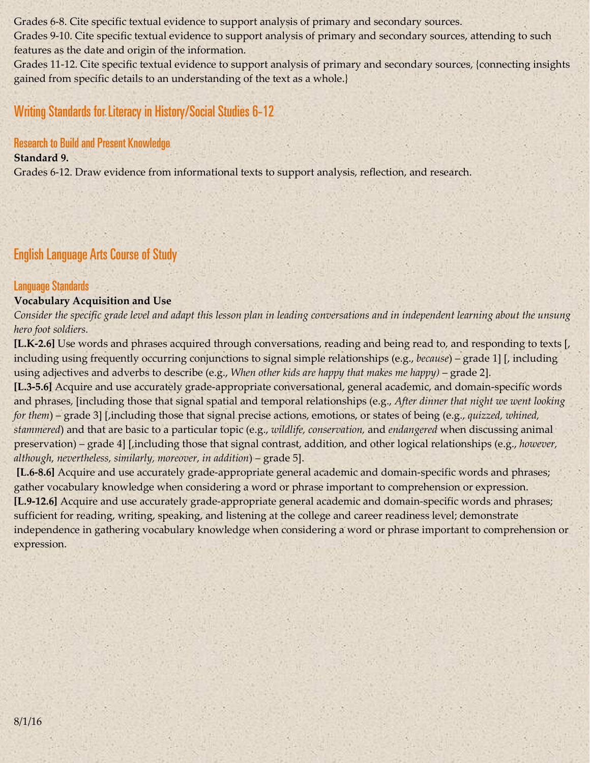Grades 6-8. Cite specific textual evidence to support analysis of primary and secondary sources.
Grades 9-10. Cite specific textual evidence to support analysis of primary and secondary sources, attending to such features as the date and origin of the information.
Grades 11-12. Cite specific textual evidence to support analysis of primary and secondary sources, {connecting insights gained from specific details to an understanding of the text as a whole.}

## Writing Standards for Literacy in History/Social Studies 6-12

### Research to Build and Present Knowledge

**Standard 9.**
Grades 6-12. Draw evidence from informational texts to support analysis, reflection, and research.

## English Language Arts Course of Study

### Language Standards

**Vocabulary Acquisition and Use**
*Consider the specific grade level and adapt this lesson plan in leading conversations and in independent learning about the unsung hero foot soldiers.*

**[L.K-2.6]** Use words and phrases acquired through conversations, reading and being read to, and responding to texts [, including using frequently occurring conjunctions to signal simple relationships (e.g., *because*) – grade 1] [, including using adjectives and adverbs to describe (e.g., *When other kids are happy that makes me happy)* – grade 2].

**[L.3-5.6]** Acquire and use accurately grade-appropriate conversational, general academic, and domain-specific words and phrases, [including those that signal spatial and temporal relationships (e.g., *After dinner that night we went looking for them*) – grade 3] [,including those that signal precise actions, emotions, or states of being (e.g., *quizzed, whined, stammered*) and that are basic to a particular topic (e.g., *wildlife, conservation,* and *endangered* when discussing animal preservation) – grade 4] [,including those that signal contrast, addition, and other logical relationships (e.g., *however, although, nevertheless, similarly, moreover, in addition*) – grade 5].

**[L.6-8.6]** Acquire and use accurately grade-appropriate general academic and domain-specific words and phrases; gather vocabulary knowledge when considering a word or phrase important to comprehension or expression.

**[L.9-12.6]** Acquire and use accurately grade-appropriate general academic and domain-specific words and phrases; sufficient for reading, writing, speaking, and listening at the college and career readiness level; demonstrate independence in gathering vocabulary knowledge when considering a word or phrase important to comprehension or expression.

8/1/16